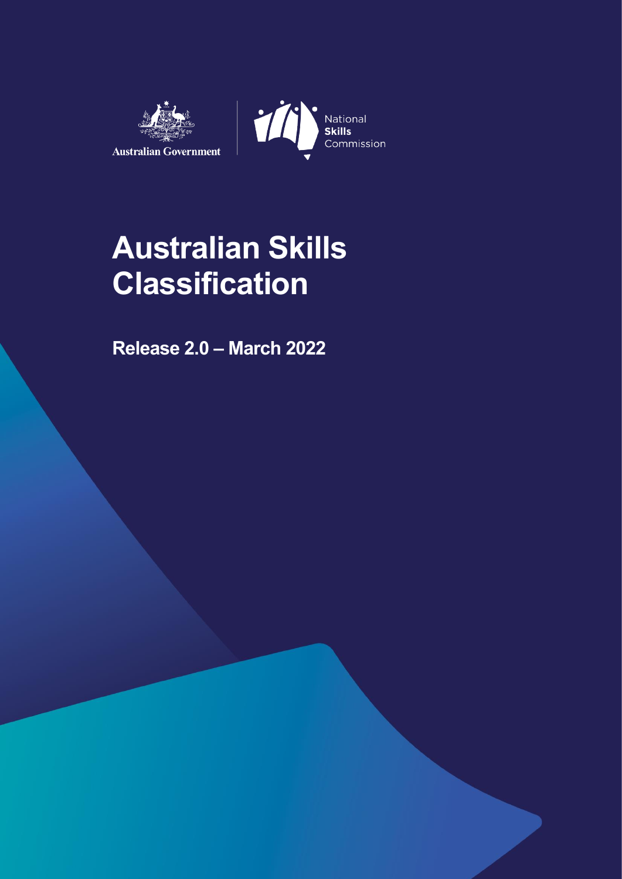Australian Government

National **Skills** Commission

# Australian Skills Classification

## Release 2.0 – March 2022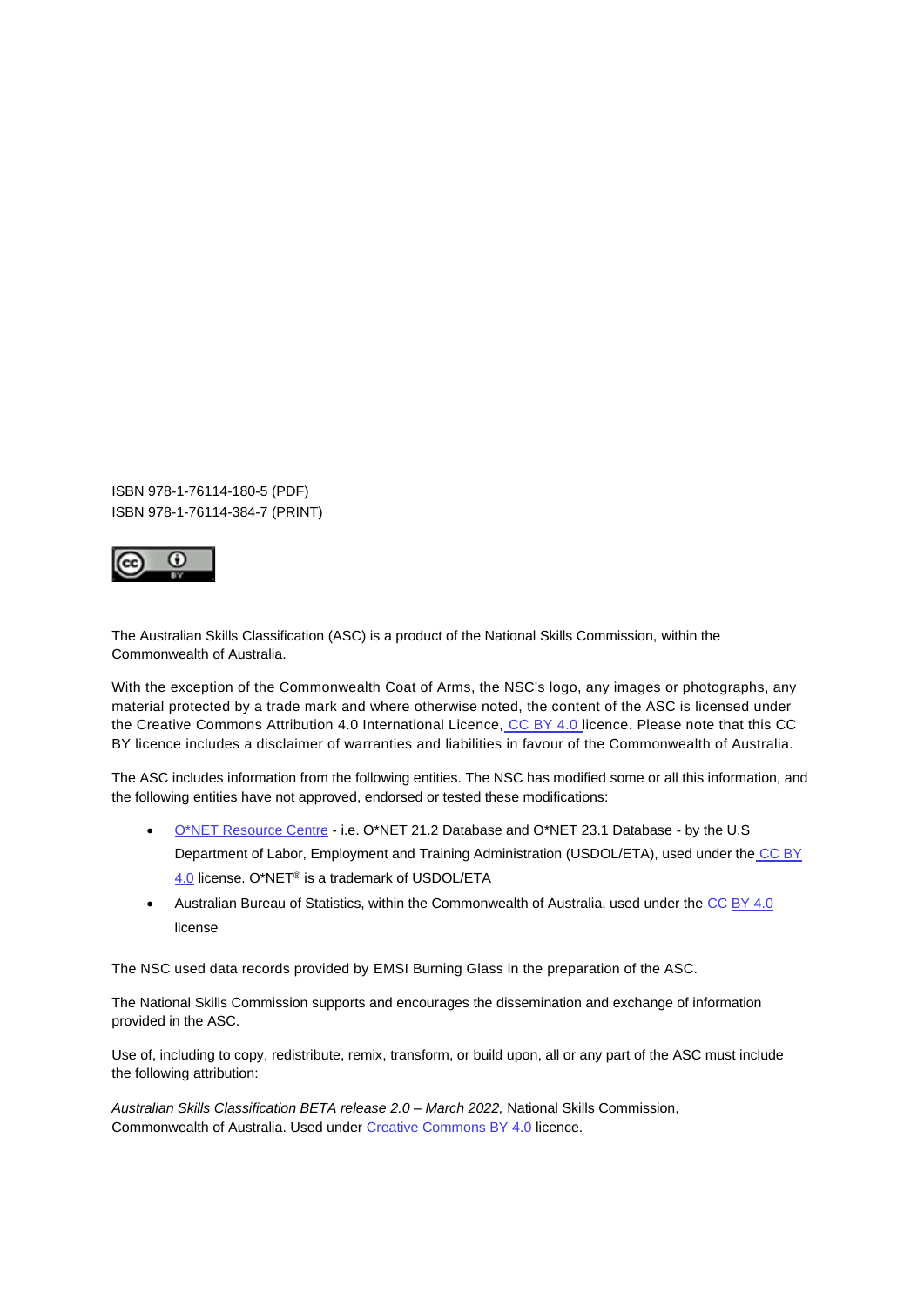ISBN 978-1-76114-180-5 (PDF)
ISBN 978-1-76114-384-7 (PRINT)

The Australian Skills Classification (ASC) is a product of the National Skills Commission, within the Commonwealth of Australia.

With the exception of the Commonwealth Coat of Arms, the NSC's logo, any images or photographs, any material protected by a trade mark and where otherwise noted, the content of the ASC is licensed under the Creative Commons Attribution 4.0 International Licence, CC BY 4.0 licence. Please note that this CC BY licence includes a disclaimer of warranties and liabilities in favour of the Commonwealth of Australia.

The ASC includes information from the following entities. The NSC has modified some or all this information, and the following entities have not approved, endorsed or tested these modifications:

- O*NET Resource Centre - i.e. O*NET 21.2 Database and O*NET 23.1 Database - by the U.S Department of Labor, Employment and Training Administration (USDOL/ETA), used under the CC BY 4.0 license. O*NET® is a trademark of USDOL/ETA
- Australian Bureau of Statistics, within the Commonwealth of Australia, used under the CC BY 4.0 license

The NSC used data records provided by EMSI Burning Glass in the preparation of the ASC.

The National Skills Commission supports and encourages the dissemination and exchange of information provided in the ASC.

Use of, including to copy, redistribute, remix, transform, or build upon, all or any part of the ASC must include the following attribution:

*Australian Skills Classification BETA release 2.0 – March 2022,* National Skills Commission, Commonwealth of Australia. Used under Creative Commons BY 4.0 licence.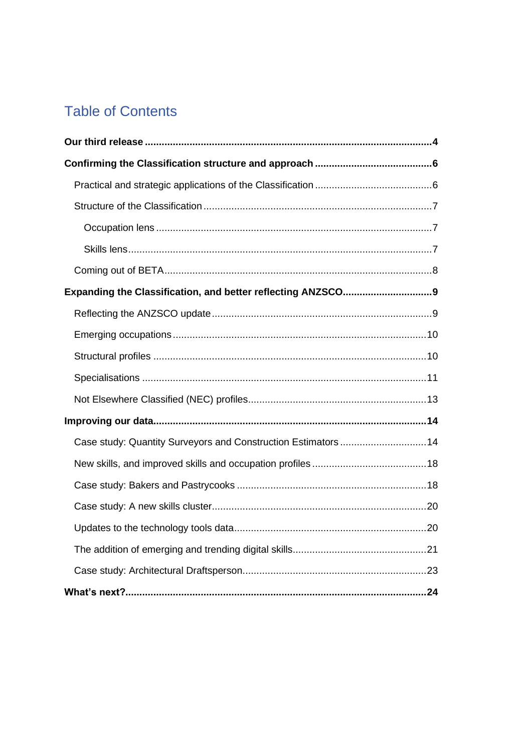# Table of Contents

**Our third release ........................................................................................................ 4**

**Confirming the Classification structure and approach ........................................... 6**

- Practical and strategic applications of the Classification ........................................... 6
- Structure of the Classification ................................................................................... 7
  - Occupation lens ................................................................................................... 7
  - Skills lens .............................................................................................................. 7
- Coming out of BETA ................................................................................................. 8

**Expanding the Classification, and better reflecting ANZSCO ................................. 9**

- Reflecting the ANZSCO update ................................................................................. 9
- Emerging occupations ............................................................................................. 10
- Structural profiles .................................................................................................... 10
- Specialisations ......................................................................................................... 11
- Not Elsewhere Classified (NEC) profiles .................................................................. 13

**Improving our data .................................................................................................. 14**

- Case study: Quantity Surveyors and Construction Estimators ................................ 14
- New skills, and improved skills and occupation profiles .......................................... 18
- Case study: Bakers and Pastrycooks ...................................................................... 18
- Case study: A new skills cluster .............................................................................. 20
- Updates to the technology tools data ...................................................................... 20
- The addition of emerging and trending digital skills ................................................ 21
- Case study: Architectural Draftsperson ................................................................... 23

**What's next? ............................................................................................................. 24**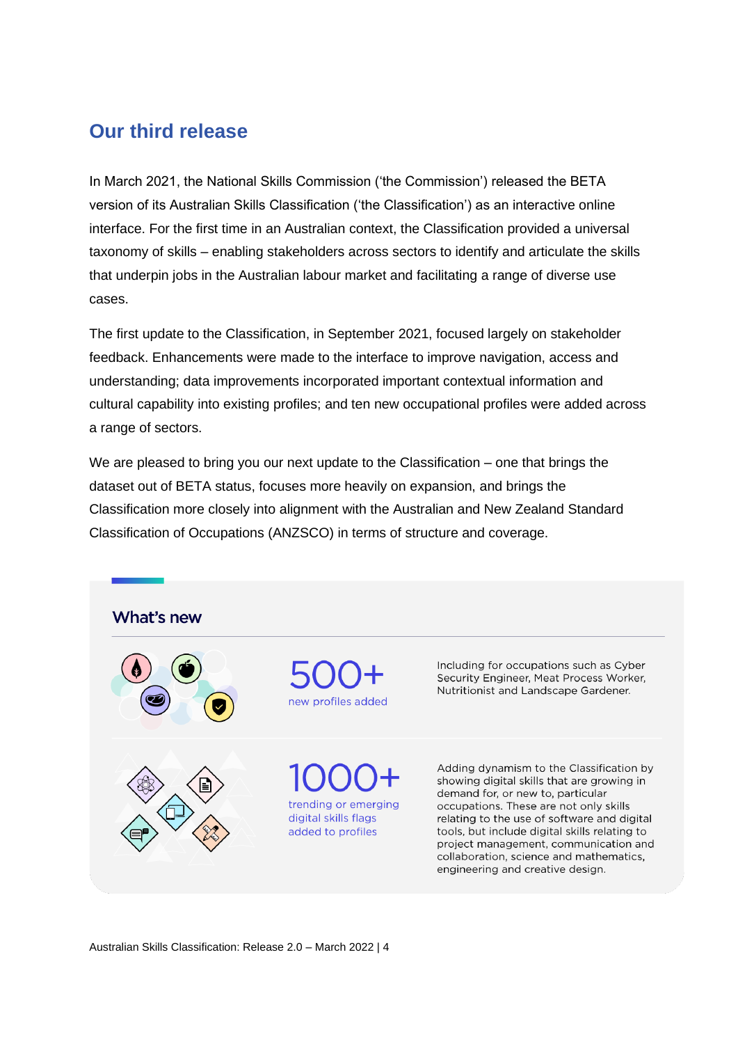## Our third release

In March 2021, the National Skills Commission ('the Commission') released the BETA version of its Australian Skills Classification ('the Classification') as an interactive online interface. For the first time in an Australian context, the Classification provided a universal taxonomy of skills – enabling stakeholders across sectors to identify and articulate the skills that underpin jobs in the Australian labour market and facilitating a range of diverse use cases.

The first update to the Classification, in September 2021, focused largely on stakeholder feedback. Enhancements were made to the interface to improve navigation, access and understanding; data improvements incorporated important contextual information and cultural capability into existing profiles; and ten new occupational profiles were added across a range of sectors.

We are pleased to bring you our next update to the Classification – one that brings the dataset out of BETA status, focuses more heavily on expansion, and brings the Classification more closely into alignment with the Australian and New Zealand Standard Classification of Occupations (ANZSCO) in terms of structure and coverage.

### What's new

**500+**
new profiles added

Including for occupations such as Cyber Security Engineer, Meat Process Worker, Nutritionist and Landscape Gardener.

**1000+**
trending or emerging digital skills flags added to profiles

Adding dynamism to the Classification by showing digital skills that are growing in demand for, or new to, particular occupations. These are not only skills relating to the use of software and digital tools, but include digital skills relating to project management, communication and collaboration, science and mathematics, engineering and creative design.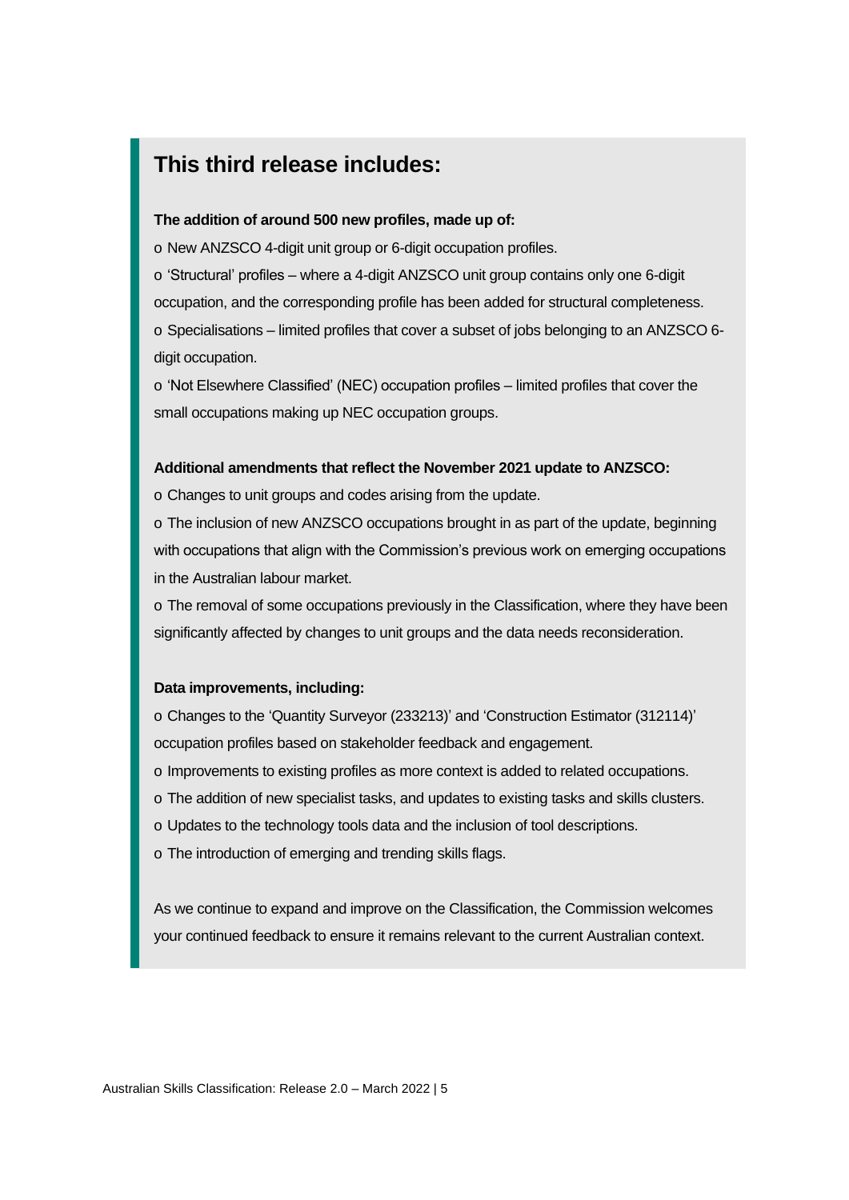## This third release includes:

**The addition of around 500 new profiles, made up of:**

- New ANZSCO 4-digit unit group or 6-digit occupation profiles.
- 'Structural' profiles – where a 4-digit ANZSCO unit group contains only one 6-digit occupation, and the corresponding profile has been added for structural completeness.
- Specialisations – limited profiles that cover a subset of jobs belonging to an ANZSCO 6-digit occupation.
- 'Not Elsewhere Classified' (NEC) occupation profiles – limited profiles that cover the small occupations making up NEC occupation groups.

**Additional amendments that reflect the November 2021 update to ANZSCO:**

- Changes to unit groups and codes arising from the update.
- The inclusion of new ANZSCO occupations brought in as part of the update, beginning with occupations that align with the Commission's previous work on emerging occupations in the Australian labour market.
- The removal of some occupations previously in the Classification, where they have been significantly affected by changes to unit groups and the data needs reconsideration.

**Data improvements, including:**

- Changes to the 'Quantity Surveyor (233213)' and 'Construction Estimator (312114)' occupation profiles based on stakeholder feedback and engagement.
- Improvements to existing profiles as more context is added to related occupations.
- The addition of new specialist tasks, and updates to existing tasks and skills clusters.
- Updates to the technology tools data and the inclusion of tool descriptions.
- The introduction of emerging and trending skills flags.

As we continue to expand and improve on the Classification, the Commission welcomes your continued feedback to ensure it remains relevant to the current Australian context.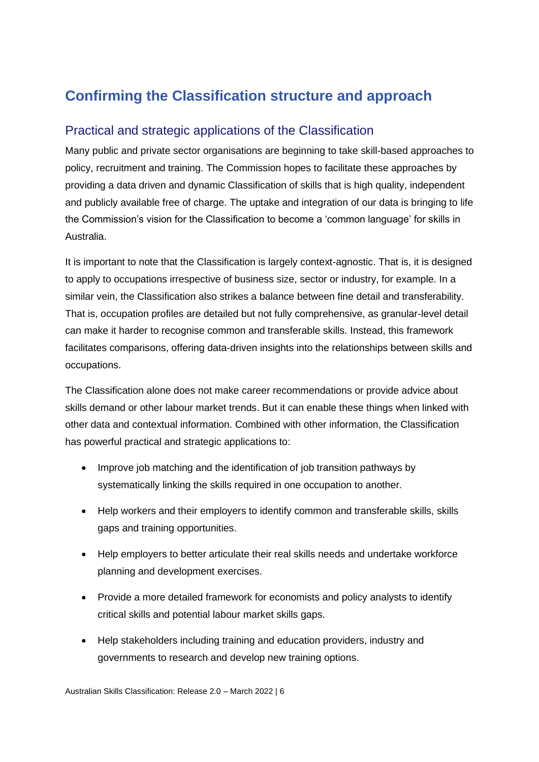# Confirming the Classification structure and approach

## Practical and strategic applications of the Classification

Many public and private sector organisations are beginning to take skill-based approaches to policy, recruitment and training. The Commission hopes to facilitate these approaches by providing a data driven and dynamic Classification of skills that is high quality, independent and publicly available free of charge. The uptake and integration of our data is bringing to life the Commission's vision for the Classification to become a 'common language' for skills in Australia.

It is important to note that the Classification is largely context-agnostic. That is, it is designed to apply to occupations irrespective of business size, sector or industry, for example. In a similar vein, the Classification also strikes a balance between fine detail and transferability. That is, occupation profiles are detailed but not fully comprehensive, as granular-level detail can make it harder to recognise common and transferable skills. Instead, this framework facilitates comparisons, offering data-driven insights into the relationships between skills and occupations.

The Classification alone does not make career recommendations or provide advice about skills demand or other labour market trends. But it can enable these things when linked with other data and contextual information. Combined with other information, the Classification has powerful practical and strategic applications to:

- Improve job matching and the identification of job transition pathways by systematically linking the skills required in one occupation to another.
- Help workers and their employers to identify common and transferable skills, skills gaps and training opportunities.
- Help employers to better articulate their real skills needs and undertake workforce planning and development exercises.
- Provide a more detailed framework for economists and policy analysts to identify critical skills and potential labour market skills gaps.
- Help stakeholders including training and education providers, industry and governments to research and develop new training options.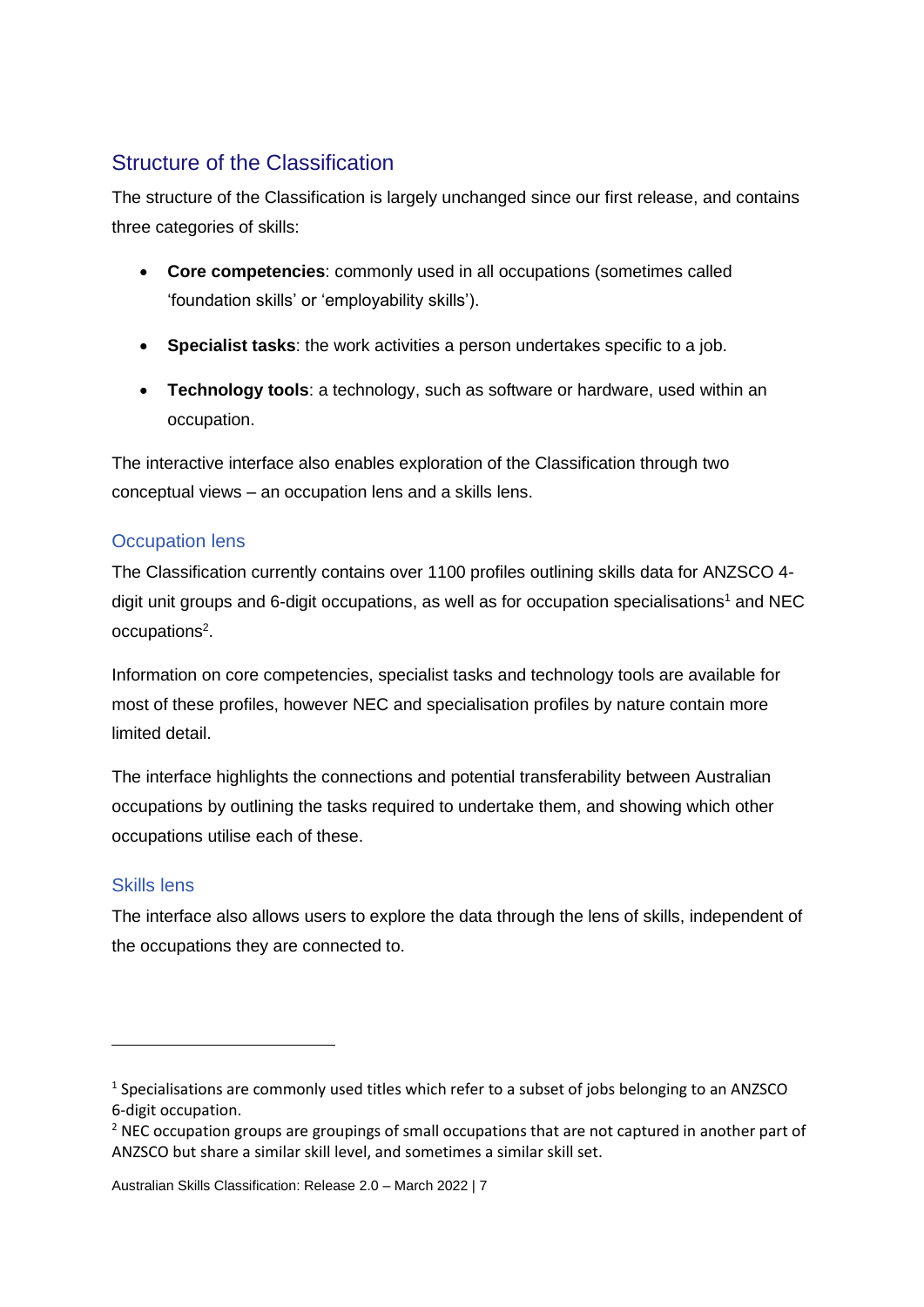## Structure of the Classification

The structure of the Classification is largely unchanged since our first release, and contains three categories of skills:

- **Core competencies**: commonly used in all occupations (sometimes called 'foundation skills' or 'employability skills').
- **Specialist tasks**: the work activities a person undertakes specific to a job.
- **Technology tools**: a technology, such as software or hardware, used within an occupation.

The interactive interface also enables exploration of the Classification through two conceptual views – an occupation lens and a skills lens.

### Occupation lens

The Classification currently contains over 1100 profiles outlining skills data for ANZSCO 4-digit unit groups and 6-digit occupations, as well as for occupation specialisations[1] and NEC occupations[2].

Information on core competencies, specialist tasks and technology tools are available for most of these profiles, however NEC and specialisation profiles by nature contain more limited detail.

The interface highlights the connections and potential transferability between Australian occupations by outlining the tasks required to undertake them, and showing which other occupations utilise each of these.

### Skills lens

The interface also allows users to explore the data through the lens of skills, independent of the occupations they are connected to.

---

[1] Specialisations are commonly used titles which refer to a subset of jobs belonging to an ANZSCO 6-digit occupation.

[2] NEC occupation groups are groupings of small occupations that are not captured in another part of ANZSCO but share a similar skill level, and sometimes a similar skill set.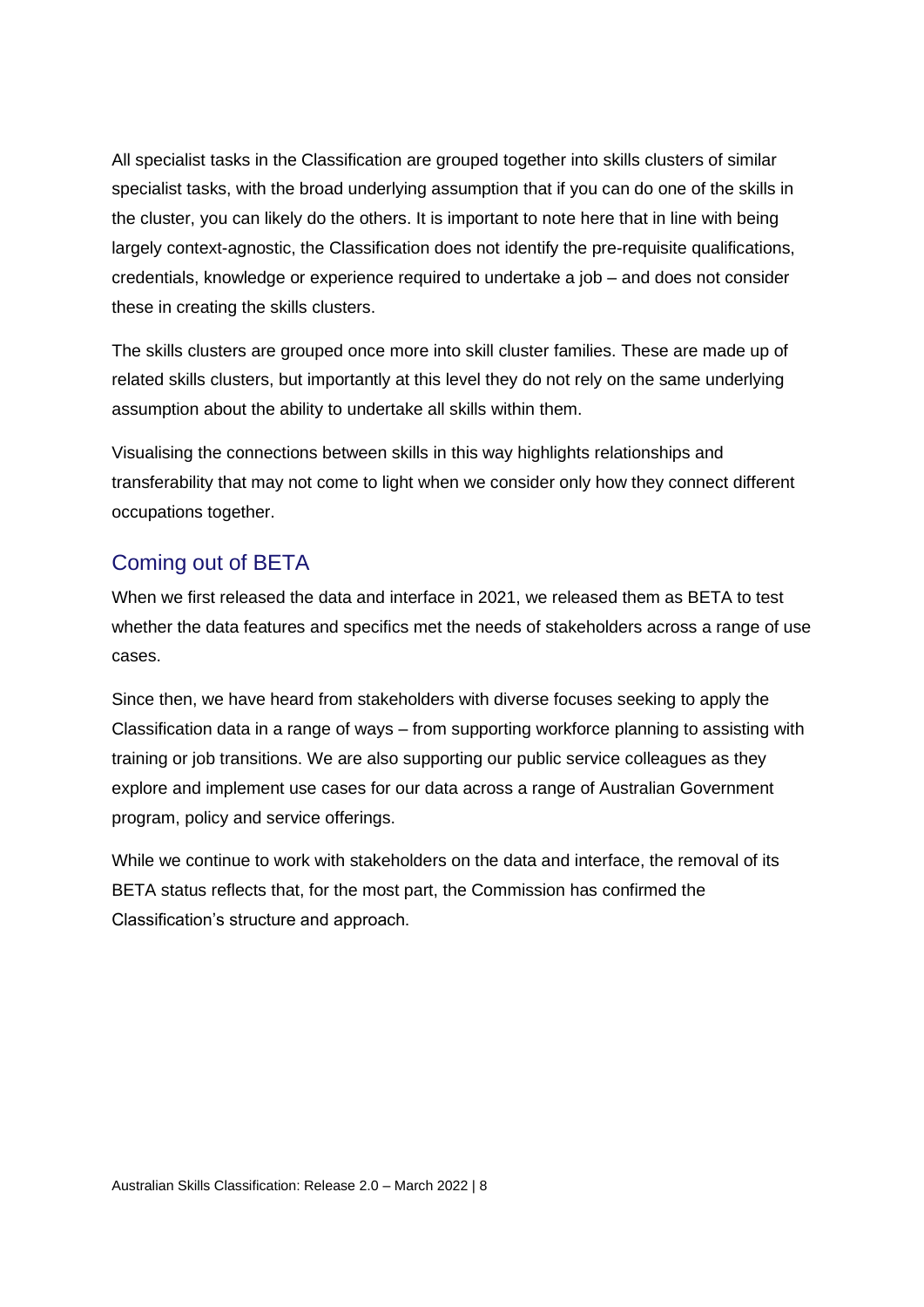All specialist tasks in the Classification are grouped together into skills clusters of similar specialist tasks, with the broad underlying assumption that if you can do one of the skills in the cluster, you can likely do the others. It is important to note here that in line with being largely context-agnostic, the Classification does not identify the pre-requisite qualifications, credentials, knowledge or experience required to undertake a job – and does not consider these in creating the skills clusters.

The skills clusters are grouped once more into skill cluster families. These are made up of related skills clusters, but importantly at this level they do not rely on the same underlying assumption about the ability to undertake all skills within them.

Visualising the connections between skills in this way highlights relationships and transferability that may not come to light when we consider only how they connect different occupations together.

## Coming out of BETA

When we first released the data and interface in 2021, we released them as BETA to test whether the data features and specifics met the needs of stakeholders across a range of use cases.

Since then, we have heard from stakeholders with diverse focuses seeking to apply the Classification data in a range of ways – from supporting workforce planning to assisting with training or job transitions. We are also supporting our public service colleagues as they explore and implement use cases for our data across a range of Australian Government program, policy and service offerings.

While we continue to work with stakeholders on the data and interface, the removal of its BETA status reflects that, for the most part, the Commission has confirmed the Classification's structure and approach.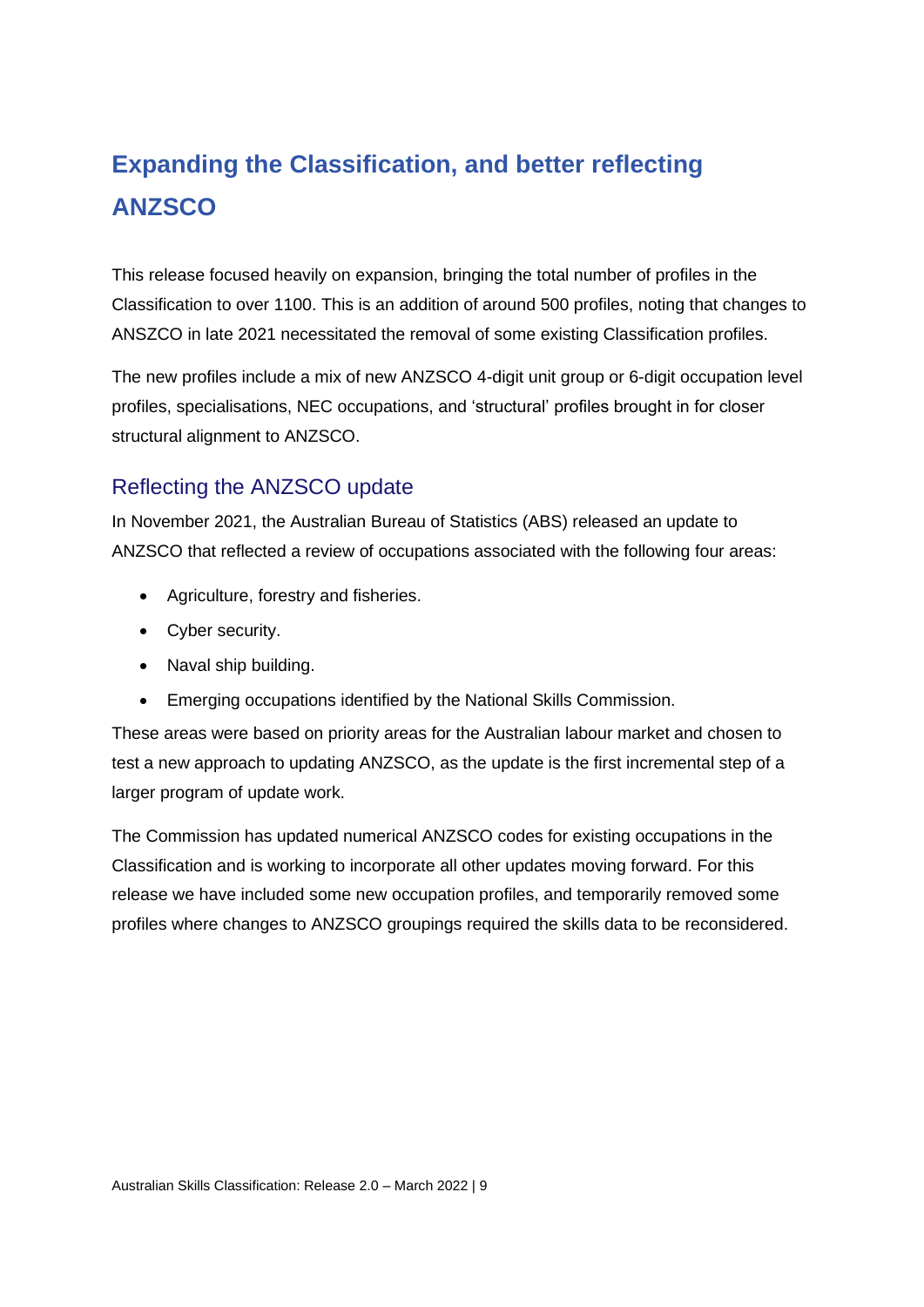# Expanding the Classification, and better reflecting ANZSCO

This release focused heavily on expansion, bringing the total number of profiles in the Classification to over 1100. This is an addition of around 500 profiles, noting that changes to ANSZCO in late 2021 necessitated the removal of some existing Classification profiles.

The new profiles include a mix of new ANZSCO 4-digit unit group or 6-digit occupation level profiles, specialisations, NEC occupations, and 'structural' profiles brought in for closer structural alignment to ANZSCO.

## Reflecting the ANZSCO update

In November 2021, the Australian Bureau of Statistics (ABS) released an update to ANZSCO that reflected a review of occupations associated with the following four areas:

- Agriculture, forestry and fisheries.
- Cyber security.
- Naval ship building.
- Emerging occupations identified by the National Skills Commission.

These areas were based on priority areas for the Australian labour market and chosen to test a new approach to updating ANZSCO, as the update is the first incremental step of a larger program of update work.

The Commission has updated numerical ANZSCO codes for existing occupations in the Classification and is working to incorporate all other updates moving forward. For this release we have included some new occupation profiles, and temporarily removed some profiles where changes to ANZSCO groupings required the skills data to be reconsidered.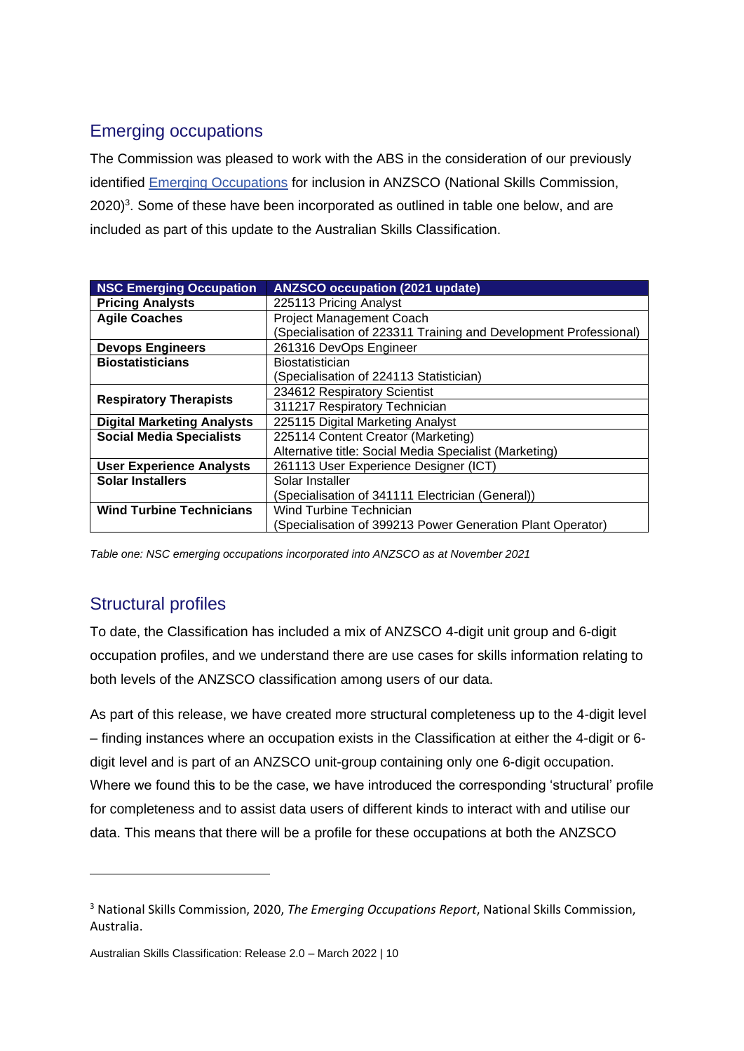## Emerging occupations

The Commission was pleased to work with the ABS in the consideration of our previously identified [Emerging Occupations](#) for inclusion in ANZSCO (National Skills Commission, 2020)[3]. Some of these have been incorporated as outlined in table one below, and are included as part of this update to the Australian Skills Classification.

| NSC Emerging Occupation | ANZSCO occupation (2021 update) |
|---|---|
| **Pricing Analysts** | 225113 Pricing Analyst |
| **Agile Coaches** | Project Management Coach<br>(Specialisation of 223311 Training and Development Professional) |
| **Devops Engineers** | 261316 DevOps Engineer |
| **Biostatisticians** | Biostatistician<br>(Specialisation of 224113 Statistician) |
| **Respiratory Therapists** | 234612 Respiratory Scientist |
| | 311217 Respiratory Technician |
| **Digital Marketing Analysts** | 225115 Digital Marketing Analyst |
| **Social Media Specialists** | 225114 Content Creator (Marketing)<br>Alternative title: Social Media Specialist (Marketing) |
| **User Experience Analysts** | 261113 User Experience Designer (ICT) |
| **Solar Installers** | Solar Installer<br>(Specialisation of 341111 Electrician (General)) |
| **Wind Turbine Technicians** | Wind Turbine Technician<br>(Specialisation of 399213 Power Generation Plant Operator) |

*Table one: NSC emerging occupations incorporated into ANZSCO as at November 2021*

## Structural profiles

To date, the Classification has included a mix of ANZSCO 4-digit unit group and 6-digit occupation profiles, and we understand there are use cases for skills information relating to both levels of the ANZSCO classification among users of our data.

As part of this release, we have created more structural completeness up to the 4-digit level – finding instances where an occupation exists in the Classification at either the 4-digit or 6-digit level and is part of an ANZSCO unit-group containing only one 6-digit occupation. Where we found this to be the case, we have introduced the corresponding 'structural' profile for completeness and to assist data users of different kinds to interact with and utilise our data. This means that there will be a profile for these occupations at both the ANZSCO

---

[3] National Skills Commission, 2020, *The Emerging Occupations Report*, National Skills Commission, Australia.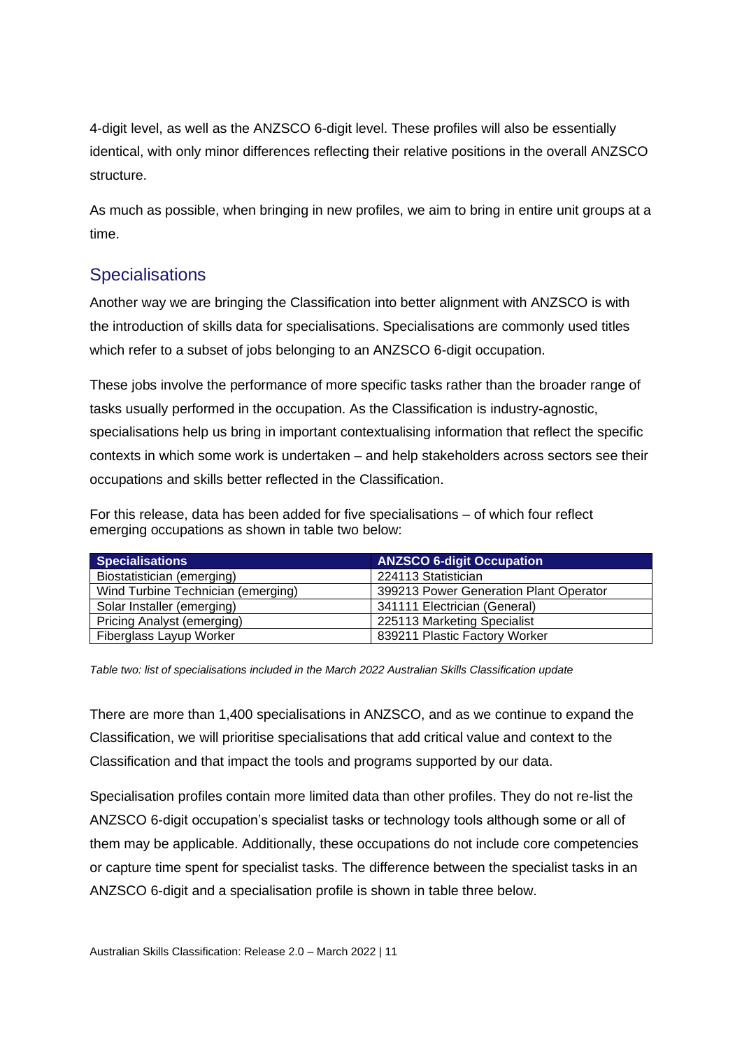4-digit level, as well as the ANZSCO 6-digit level. These profiles will also be essentially identical, with only minor differences reflecting their relative positions in the overall ANZSCO structure.

As much as possible, when bringing in new profiles, we aim to bring in entire unit groups at a time.

## Specialisations

Another way we are bringing the Classification into better alignment with ANZSCO is with the introduction of skills data for specialisations. Specialisations are commonly used titles which refer to a subset of jobs belonging to an ANZSCO 6-digit occupation.

These jobs involve the performance of more specific tasks rather than the broader range of tasks usually performed in the occupation. As the Classification is industry-agnostic, specialisations help us bring in important contextualising information that reflect the specific contexts in which some work is undertaken – and help stakeholders across sectors see their occupations and skills better reflected in the Classification.

For this release, data has been added for five specialisations – of which four reflect emerging occupations as shown in table two below:

| Specialisations | ANZSCO 6-digit Occupation |
| --- | --- |
| Biostatistician (emerging) | 224113 Statistician |
| Wind Turbine Technician (emerging) | 399213 Power Generation Plant Operator |
| Solar Installer (emerging) | 341111 Electrician (General) |
| Pricing Analyst (emerging) | 225113 Marketing Specialist |
| Fiberglass Layup Worker | 839211 Plastic Factory Worker |

*Table two: list of specialisations included in the March 2022 Australian Skills Classification update*

There are more than 1,400 specialisations in ANZSCO, and as we continue to expand the Classification, we will prioritise specialisations that add critical value and context to the Classification and that impact the tools and programs supported by our data.

Specialisation profiles contain more limited data than other profiles. They do not re-list the ANZSCO 6-digit occupation's specialist tasks or technology tools although some or all of them may be applicable. Additionally, these occupations do not include core competencies or capture time spent for specialist tasks. The difference between the specialist tasks in an ANZSCO 6-digit and a specialisation profile is shown in table three below.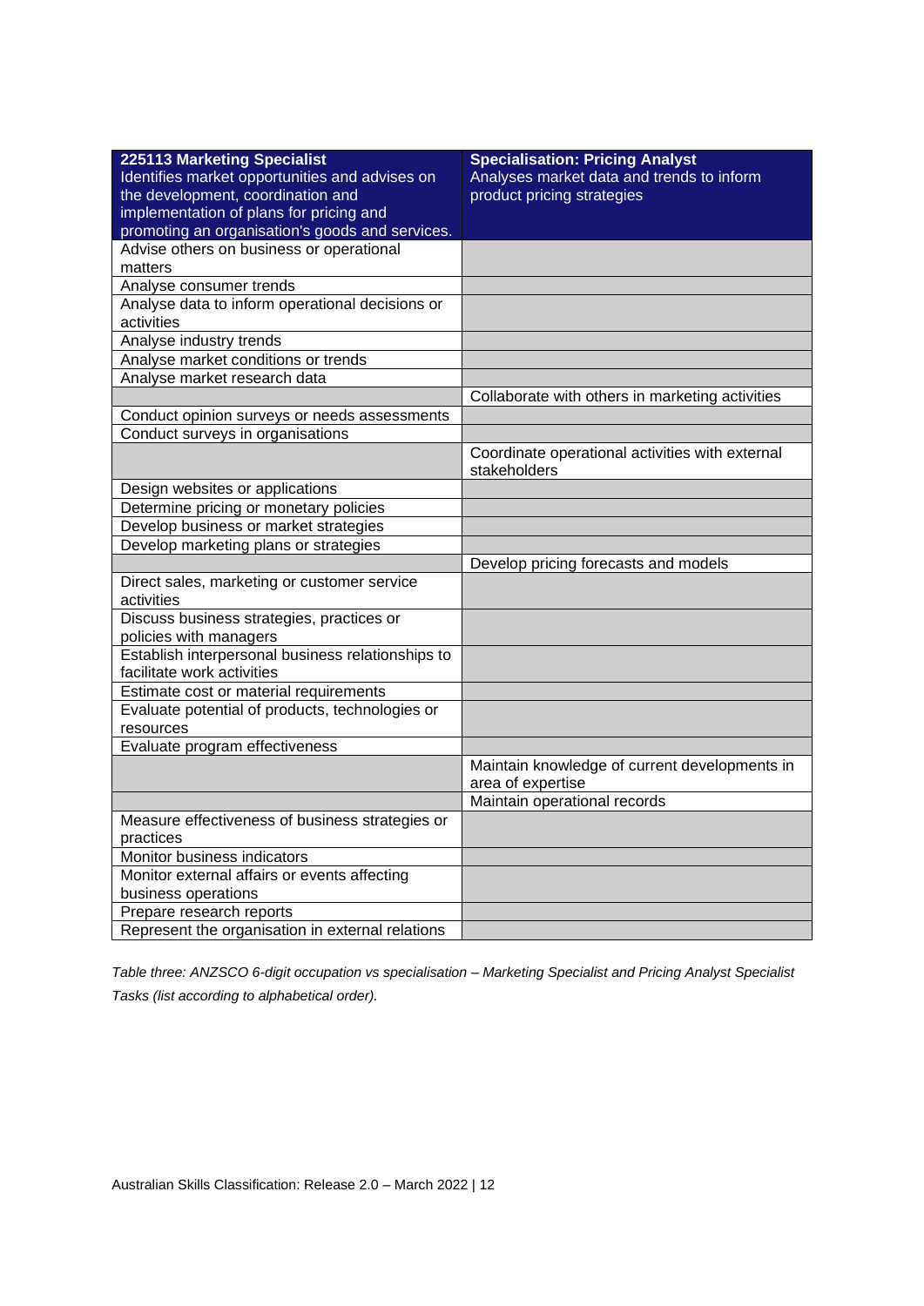| **225113 Marketing Specialist** Identifies market opportunities and advises on the development, coordination and implementation of plans for pricing and promoting an organisation's goods and services. | **Specialisation: Pricing Analyst** Analyses market data and trends to inform product pricing strategies |
|---|---|
| Advise others on business or operational matters | |
| Analyse consumer trends | |
| Analyse data to inform operational decisions or activities | |
| Analyse industry trends | |
| Analyse market conditions or trends | |
| Analyse market research data | |
| | Collaborate with others in marketing activities |
| Conduct opinion surveys or needs assessments | |
| Conduct surveys in organisations | |
| | Coordinate operational activities with external stakeholders |
| Design websites or applications | |
| Determine pricing or monetary policies | |
| Develop business or market strategies | |
| Develop marketing plans or strategies | |
| | Develop pricing forecasts and models |
| Direct sales, marketing or customer service activities | |
| Discuss business strategies, practices or policies with managers | |
| Establish interpersonal business relationships to facilitate work activities | |
| Estimate cost or material requirements | |
| Evaluate potential of products, technologies or resources | |
| Evaluate program effectiveness | |
| | Maintain knowledge of current developments in area of expertise |
| | Maintain operational records |
| Measure effectiveness of business strategies or practices | |
| Monitor business indicators | |
| Monitor external affairs or events affecting business operations | |
| Prepare research reports | |
| Represent the organisation in external relations | |

*Table three: ANZSCO 6-digit occupation vs specialisation – Marketing Specialist and Pricing Analyst Specialist Tasks (list according to alphabetical order).*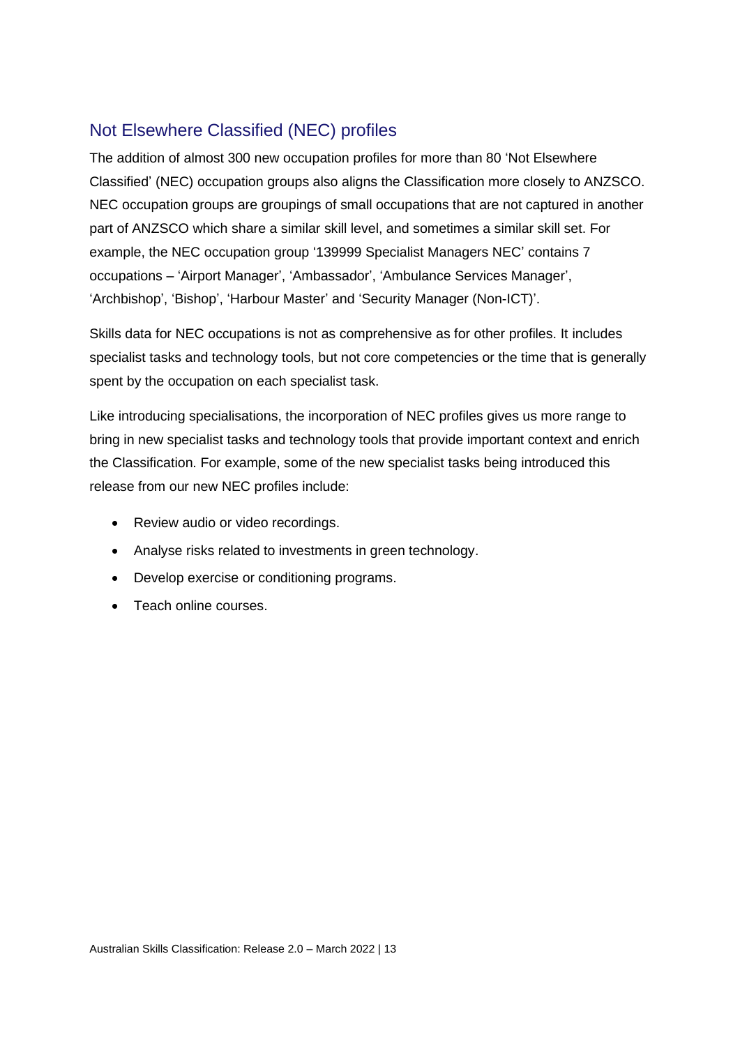## Not Elsewhere Classified (NEC) profiles

The addition of almost 300 new occupation profiles for more than 80 'Not Elsewhere Classified' (NEC) occupation groups also aligns the Classification more closely to ANZSCO. NEC occupation groups are groupings of small occupations that are not captured in another part of ANZSCO which share a similar skill level, and sometimes a similar skill set. For example, the NEC occupation group '139999 Specialist Managers NEC' contains 7 occupations – 'Airport Manager', 'Ambassador', 'Ambulance Services Manager', 'Archbishop', 'Bishop', 'Harbour Master' and 'Security Manager (Non-ICT)'.

Skills data for NEC occupations is not as comprehensive as for other profiles. It includes specialist tasks and technology tools, but not core competencies or the time that is generally spent by the occupation on each specialist task.

Like introducing specialisations, the incorporation of NEC profiles gives us more range to bring in new specialist tasks and technology tools that provide important context and enrich the Classification. For example, some of the new specialist tasks being introduced this release from our new NEC profiles include:

- Review audio or video recordings.
- Analyse risks related to investments in green technology.
- Develop exercise or conditioning programs.
- Teach online courses.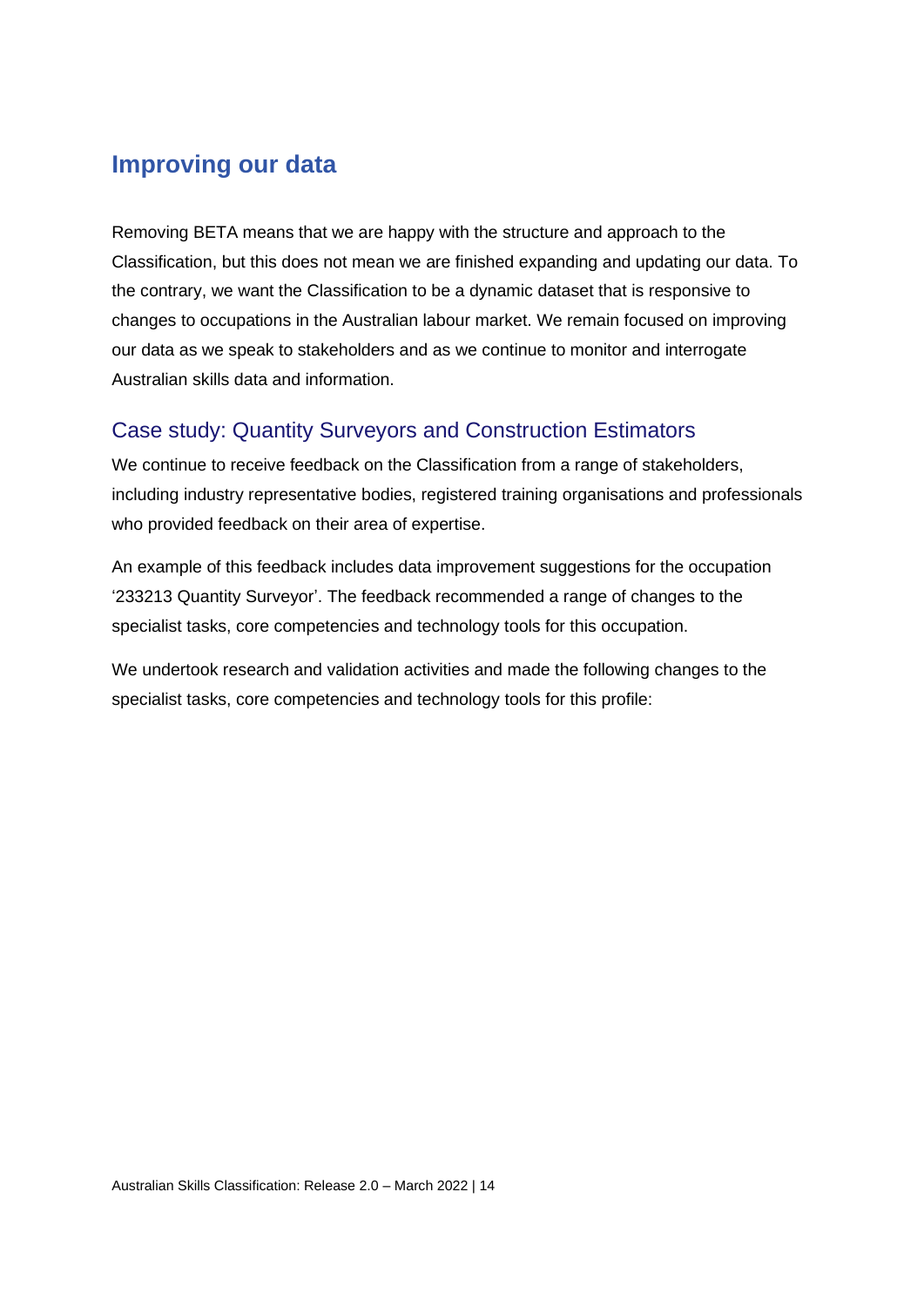## Improving our data

Removing BETA means that we are happy with the structure and approach to the Classification, but this does not mean we are finished expanding and updating our data. To the contrary, we want the Classification to be a dynamic dataset that is responsive to changes to occupations in the Australian labour market. We remain focused on improving our data as we speak to stakeholders and as we continue to monitor and interrogate Australian skills data and information.

### Case study: Quantity Surveyors and Construction Estimators

We continue to receive feedback on the Classification from a range of stakeholders, including industry representative bodies, registered training organisations and professionals who provided feedback on their area of expertise.

An example of this feedback includes data improvement suggestions for the occupation '233213 Quantity Surveyor'. The feedback recommended a range of changes to the specialist tasks, core competencies and technology tools for this occupation.

We undertook research and validation activities and made the following changes to the specialist tasks, core competencies and technology tools for this profile: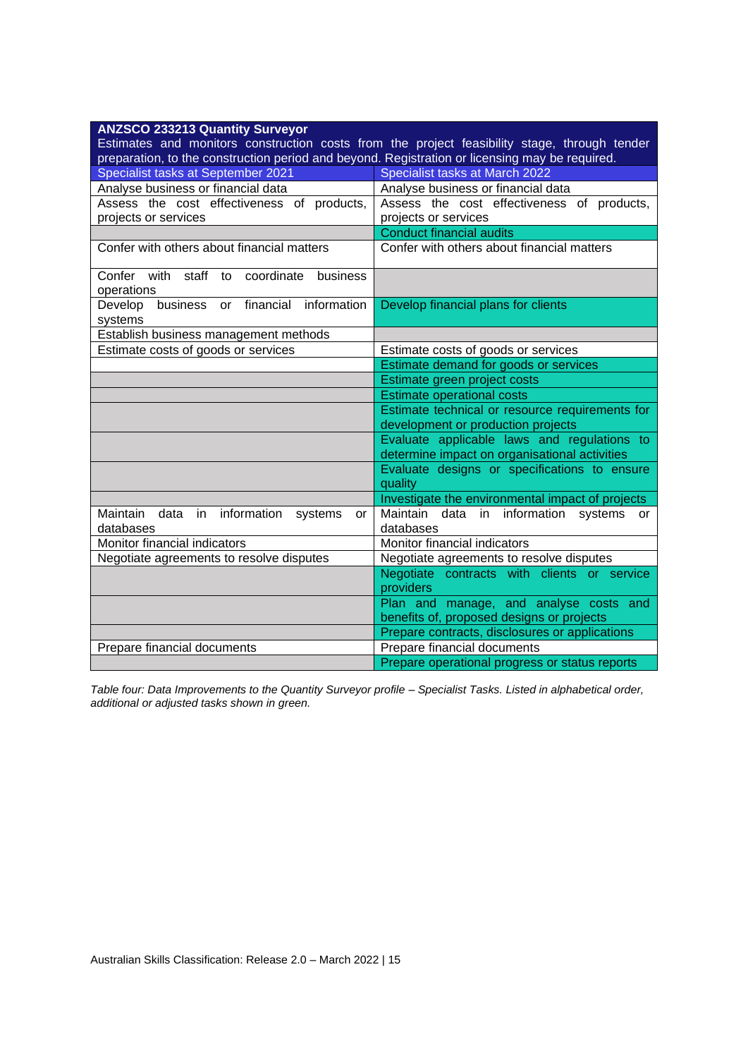| **ANZSCO 233213 Quantity Surveyor**<br>Estimates and monitors construction costs from the project feasibility stage, through tender preparation, to the construction period and beyond. Registration or licensing may be required. | |
|---|---|
| Specialist tasks at September 2021 | Specialist tasks at March 2022 |
| Analyse business or financial data | Analyse business or financial data |
| Assess the cost effectiveness of products, projects or services | Assess the cost effectiveness of products, projects or services |
| | Conduct financial audits |
| Confer with others about financial matters | Confer with others about financial matters |
| Confer with staff to coordinate business operations | |
| Develop business or financial information systems | Develop financial plans for clients |
| Establish business management methods | |
| Estimate costs of goods or services | Estimate costs of goods or services |
| | Estimate demand for goods or services |
| | Estimate green project costs |
| | Estimate operational costs |
| | Estimate technical or resource requirements for development or production projects |
| | Evaluate applicable laws and regulations to determine impact on organisational activities |
| | Evaluate designs or specifications to ensure quality |
| | Investigate the environmental impact of projects |
| Maintain data in information systems or databases | Maintain data in information systems or databases |
| Monitor financial indicators | Monitor financial indicators |
| Negotiate agreements to resolve disputes | Negotiate agreements to resolve disputes |
| | Negotiate contracts with clients or service providers |
| | Plan and manage, and analyse costs and benefits of, proposed designs or projects |
| | Prepare contracts, disclosures or applications |
| Prepare financial documents | Prepare financial documents |
| | Prepare operational progress or status reports |

*Table four: Data Improvements to the Quantity Surveyor profile – Specialist Tasks. Listed in alphabetical order, additional or adjusted tasks shown in green.*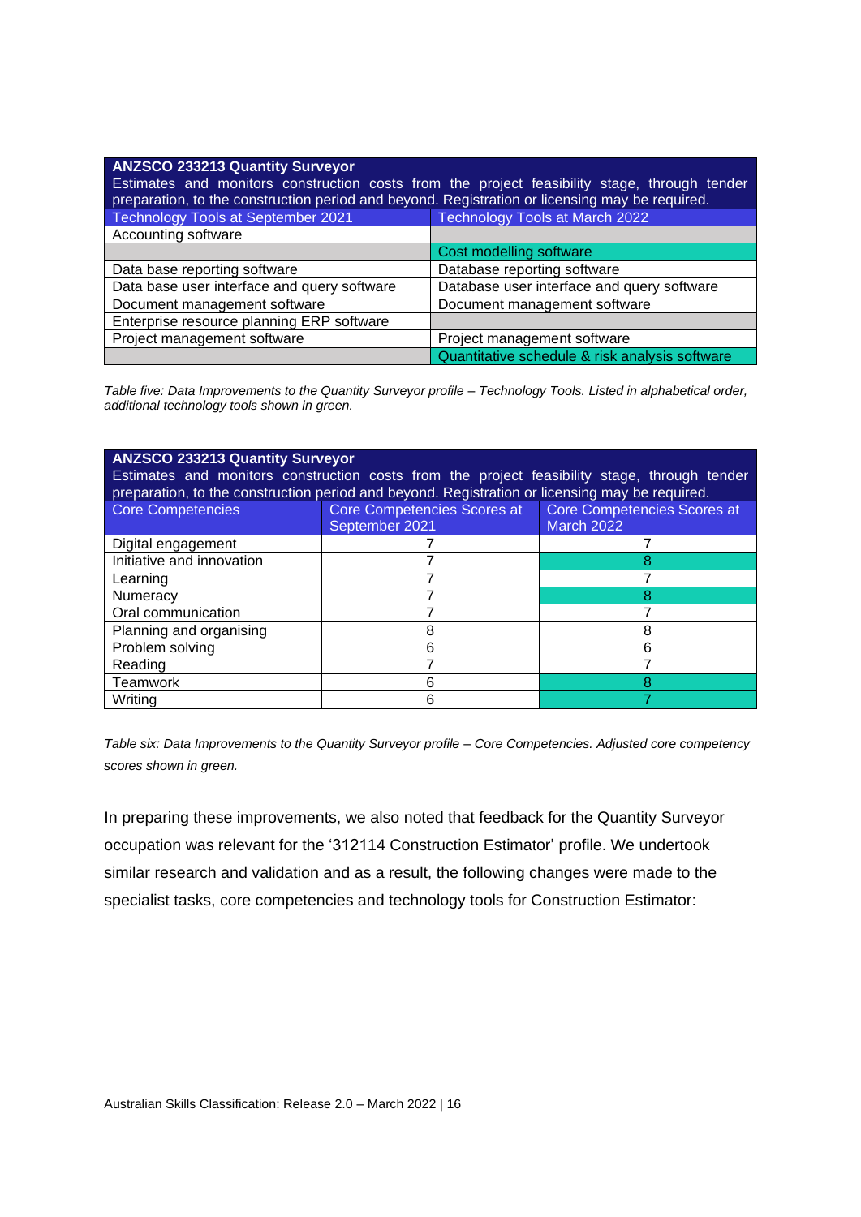| **ANZSCO 233213 Quantity Surveyor**<br>Estimates and monitors construction costs from the project feasibility stage, through tender preparation, to the construction period and beyond. Registration or licensing may be required. | |
|---|---|
| Technology Tools at September 2021 | Technology Tools at March 2022 |
| Accounting software | |
| | Cost modelling software |
| Data base reporting software | Database reporting software |
| Data base user interface and query software | Database user interface and query software |
| Document management software | Document management software |
| Enterprise resource planning ERP software | |
| Project management software | Project management software |
| | Quantitative schedule & risk analysis software |

*Table five: Data Improvements to the Quantity Surveyor profile – Technology Tools. Listed in alphabetical order, additional technology tools shown in green.*

| **ANZSCO 233213 Quantity Surveyor**<br>Estimates and monitors construction costs from the project feasibility stage, through tender preparation, to the construction period and beyond. Registration or licensing may be required. | | |
|---|---|---|
| Core Competencies | Core Competences Scores at September 2021 | Core Competences Scores at March 2022 |
| Digital engagement | 7 | 7 |
| Initiative and innovation | 7 | 8 |
| Learning | 7 | 7 |
| Numeracy | 7 | 8 |
| Oral communication | 7 | 7 |
| Planning and organising | 8 | 8 |
| Problem solving | 6 | 6 |
| Reading | 7 | 7 |
| Teamwork | 6 | 8 |
| Writing | 6 | 7 |

*Table six: Data Improvements to the Quantity Surveyor profile – Core Competencies. Adjusted core competency scores shown in green.*

In preparing these improvements, we also noted that feedback for the Quantity Surveyor occupation was relevant for the '312114 Construction Estimator' profile. We undertook similar research and validation and as a result, the following changes were made to the specialist tasks, core competencies and technology tools for Construction Estimator: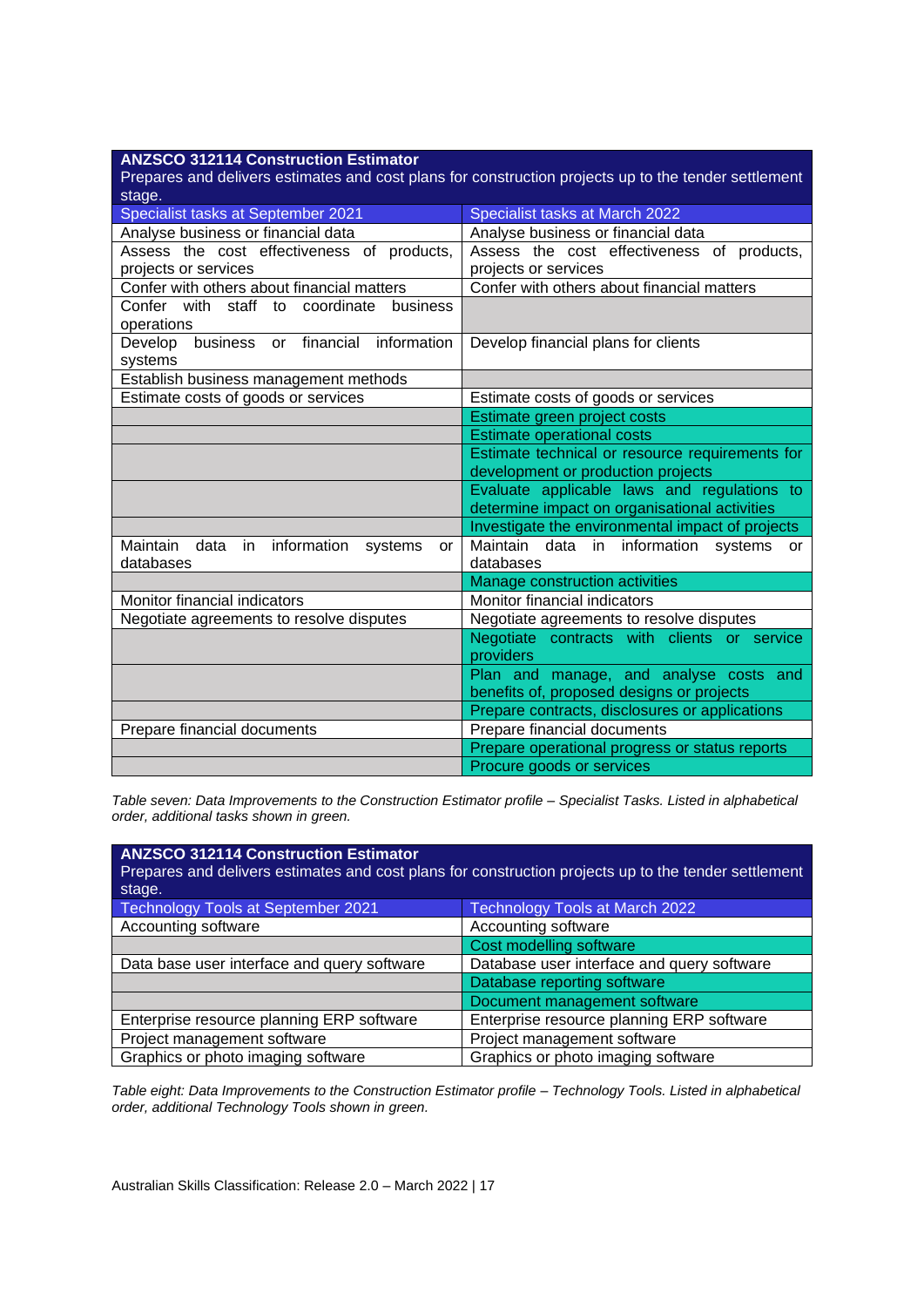| **ANZSCO 312114 Construction Estimator**<br>Prepares and delivers estimates and cost plans for construction projects up to the tender settlement stage. | |
|---|---|
| Specialist tasks at September 2021 | Specialist tasks at March 2022 |
| Analyse business or financial data | Analyse business or financial data |
| Assess the cost effectiveness of products, projects or services | Assess the cost effectiveness of products, projects or services |
| Confer with others about financial matters | Confer with others about financial matters |
| Confer with staff to coordinate business operations | |
| Develop business or financial information systems | Develop financial plans for clients |
| Establish business management methods | |
| Estimate costs of goods or services | Estimate costs of goods or services |
| | Estimate green project costs |
| | Estimate operational costs |
| | Estimate technical or resource requirements for development or production projects |
| | Evaluate applicable laws and regulations to determine impact on organisational activities |
| | Investigate the environmental impact of projects |
| Maintain data in information systems or databases | Maintain data in information systems or databases |
| | Manage construction activities |
| Monitor financial indicators | Monitor financial indicators |
| Negotiate agreements to resolve disputes | Negotiate agreements to resolve disputes |
| | Negotiate contracts with clients or service providers |
| | Plan and manage, and analyse costs and benefits of, proposed designs or projects |
| | Prepare contracts, disclosures or applications |
| Prepare financial documents | Prepare financial documents |
| | Prepare operational progress or status reports |
| | Procure goods or services |

*Table seven: Data Improvements to the Construction Estimator profile – Specialist Tasks. Listed in alphabetical order, additional tasks shown in green.*

| **ANZSCO 312114 Construction Estimator**<br>Prepares and delivers estimates and cost plans for construction projects up to the tender settlement stage. | |
|---|---|
| Technology Tools at September 2021 | Technology Tools at March 2022 |
| Accounting software | Accounting software |
| | Cost modelling software |
| Data base user interface and query software | Database user interface and query software |
| | Database reporting software |
| | Document management software |
| Enterprise resource planning ERP software | Enterprise resource planning ERP software |
| Project management software | Project management software |
| Graphics or photo imaging software | Graphics or photo imaging software |

*Table eight: Data Improvements to the Construction Estimator profile – Technology Tools. Listed in alphabetical order, additional Technology Tools shown in green.*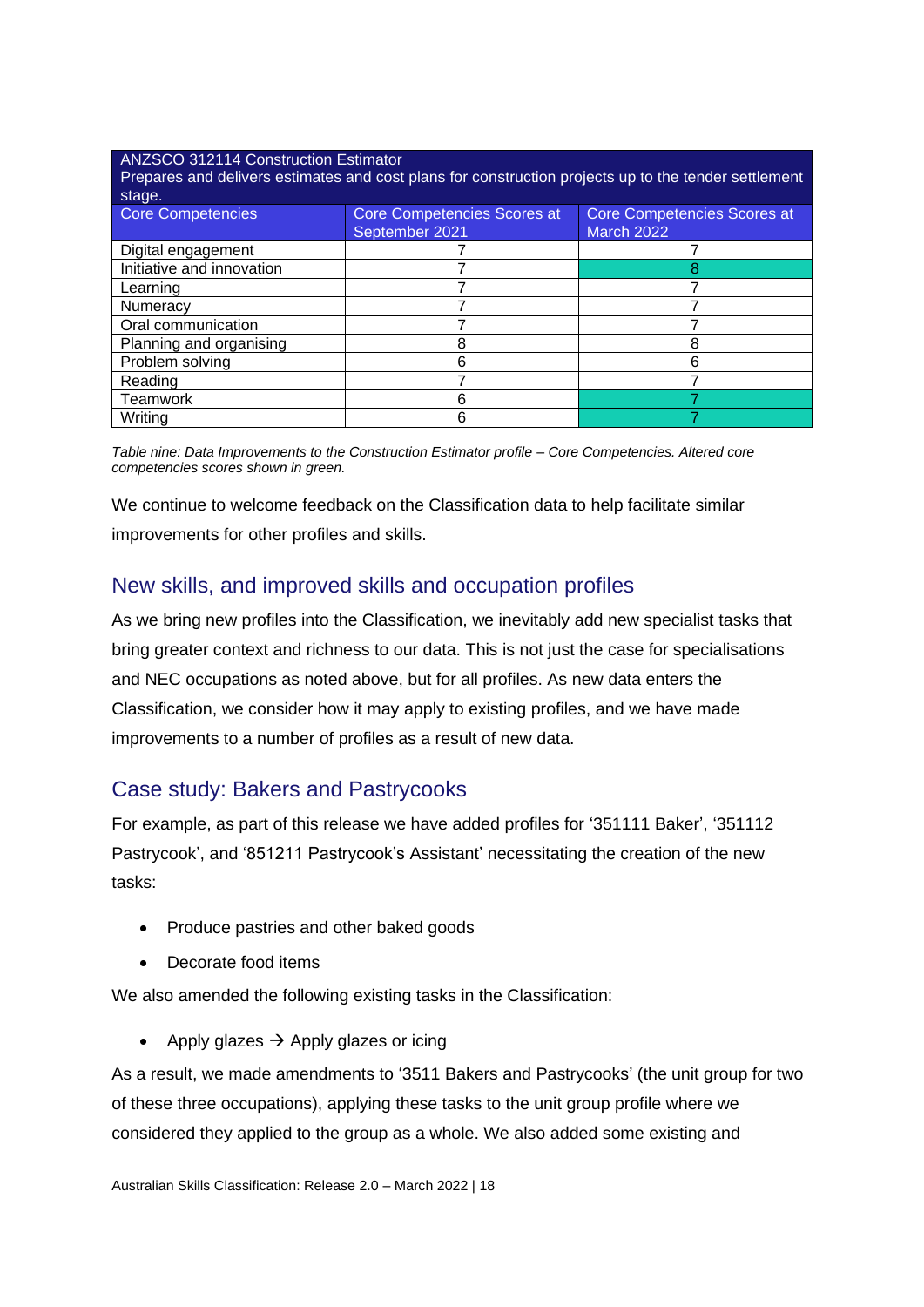| ANZSCO 312114 Construction Estimator<br>Prepares and delivers estimates and cost plans for construction projects up to the tender settlement stage. | | |
|---|---|---|
| **Core Competencies** | **Core Competencies Scores at September 2021** | **Core Competencies Scores at March 2022** |
| Digital engagement | 7 | 7 |
| Initiative and innovation | 7 | 8 |
| Learning | 7 | 7 |
| Numeracy | 7 | 7 |
| Oral communication | 7 | 7 |
| Planning and organising | 8 | 8 |
| Problem solving | 6 | 6 |
| Reading | 7 | 7 |
| Teamwork | 6 | 7 |
| Writing | 6 | 7 |

*Table nine: Data Improvements to the Construction Estimator profile – Core Competencies. Altered core competencies scores shown in green.*

We continue to welcome feedback on the Classification data to help facilitate similar improvements for other profiles and skills.

## New skills, and improved skills and occupation profiles

As we bring new profiles into the Classification, we inevitably add new specialist tasks that bring greater context and richness to our data. This is not just the case for specialisations and NEC occupations as noted above, but for all profiles. As new data enters the Classification, we consider how it may apply to existing profiles, and we have made improvements to a number of profiles as a result of new data.

## Case study: Bakers and Pastrycooks

For example, as part of this release we have added profiles for '351111 Baker', '351112 Pastrycook', and '851211 Pastrycook's Assistant' necessitating the creation of the new tasks:

- Produce pastries and other baked goods
- Decorate food items

We also amended the following existing tasks in the Classification:

- Apply glazes → Apply glazes or icing

As a result, we made amendments to '3511 Bakers and Pastrycooks' (the unit group for two of these three occupations), applying these tasks to the unit group profile where we considered they applied to the group as a whole. We also added some existing and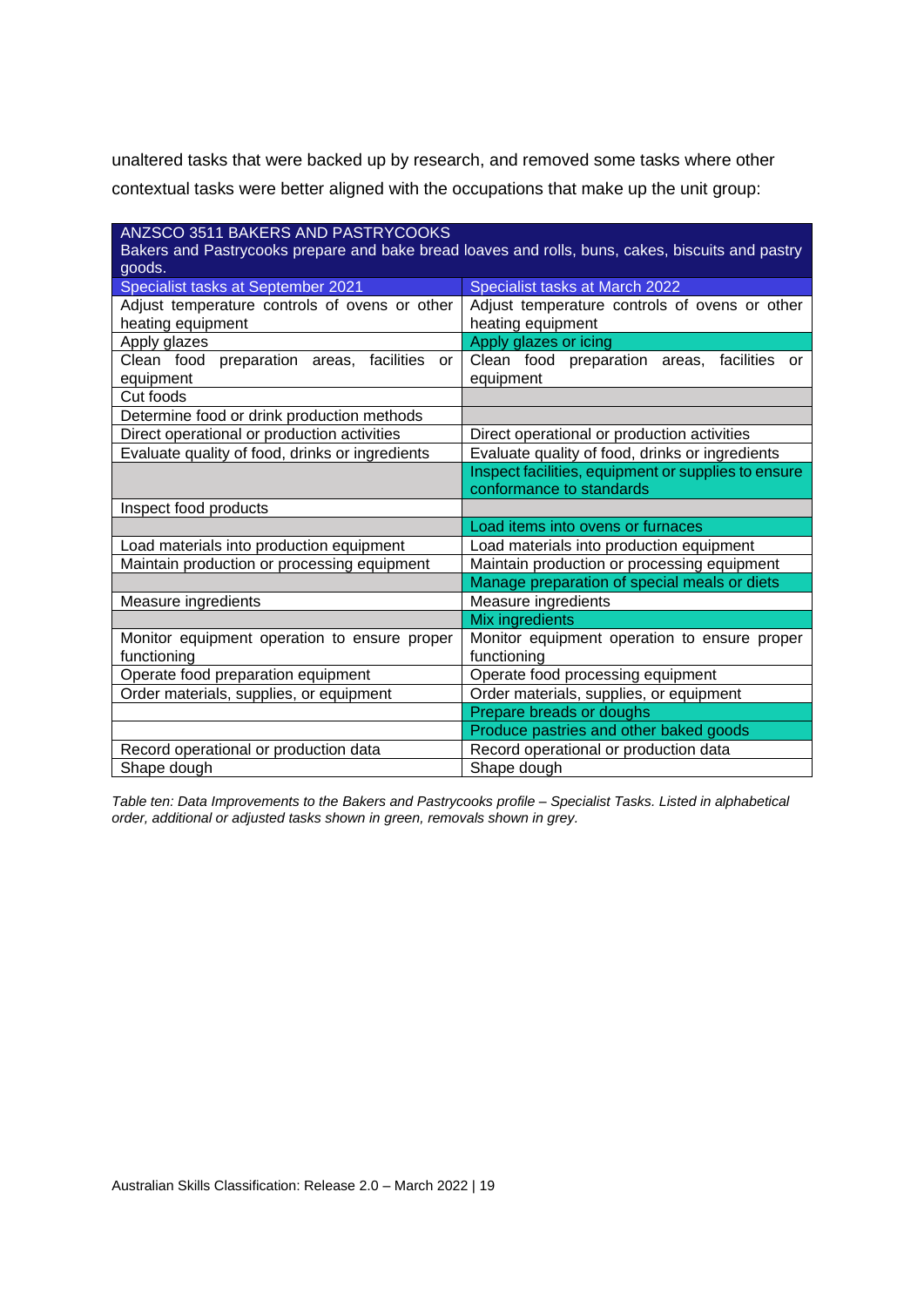unaltered tasks that were backed up by research, and removed some tasks where other contextual tasks were better aligned with the occupations that make up the unit group:

| ANZSCO 3511 BAKERS AND PASTRYCOOKS<br>Bakers and Pastrycooks prepare and bake bread loaves and rolls, buns, cakes, biscuits and pastry goods. | |
|---|---|
| Specialist tasks at September 2021 | Specialist tasks at March 2022 |
| Adjust temperature controls of ovens or other heating equipment | Adjust temperature controls of ovens or other heating equipment |
| Apply glazes | Apply glazes or icing |
| Clean food preparation areas, facilities or equipment | Clean food preparation areas, facilities or equipment |
| Cut foods | |
| Determine food or drink production methods | |
| Direct operational or production activities | Direct operational or production activities |
| Evaluate quality of food, drinks or ingredients | Evaluate quality of food, drinks or ingredients |
| | Inspect facilities, equipment or supplies to ensure conformance to standards |
| Inspect food products | |
| | Load items into ovens or furnaces |
| Load materials into production equipment | Load materials into production equipment |
| Maintain production or processing equipment | Maintain production or processing equipment |
| | Manage preparation of special meals or diets |
| Measure ingredients | Measure ingredients |
| | Mix ingredients |
| Monitor equipment operation to ensure proper functioning | Monitor equipment operation to ensure proper functioning |
| Operate food preparation equipment | Operate food processing equipment |
| Order materials, supplies, or equipment | Order materials, supplies, or equipment |
| | Prepare breads or doughs |
| | Produce pastries and other baked goods |
| Record operational or production data | Record operational or production data |
| Shape dough | Shape dough |

*Table ten: Data Improvements to the Bakers and Pastrycooks profile – Specialist Tasks. Listed in alphabetical order, additional or adjusted tasks shown in green, removals shown in grey.*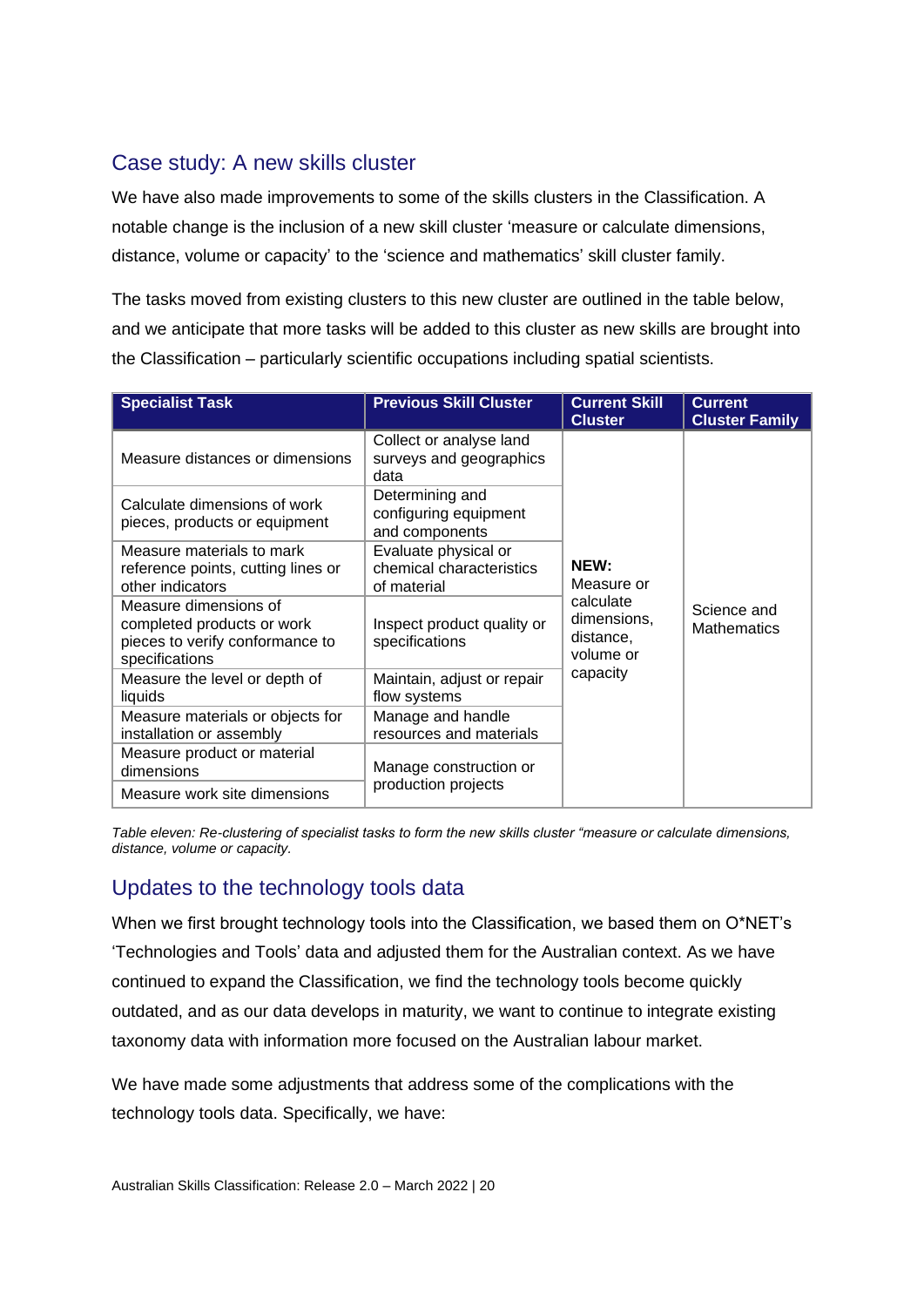## Case study: A new skills cluster

We have also made improvements to some of the skills clusters in the Classification. A notable change is the inclusion of a new skill cluster 'measure or calculate dimensions, distance, volume or capacity' to the 'science and mathematics' skill cluster family.

The tasks moved from existing clusters to this new cluster are outlined in the table below, and we anticipate that more tasks will be added to this cluster as new skills are brought into the Classification – particularly scientific occupations including spatial scientists.

| Specialist Task | Previous Skill Cluster | Current Skill Cluster | Current Cluster Family |
|---|---|---|---|
| Measure distances or dimensions | Collect or analyse land surveys and geographics data | **NEW:** Measure or calculate dimensions, distance, volume or capacity | Science and Mathematics |
| Calculate dimensions of work pieces, products or equipment | Determining and configuring equipment and components | | |
| Measure materials to mark reference points, cutting lines or other indicators | Evaluate physical or chemical characteristics of material | | |
| Measure dimensions of completed products or work pieces to verify conformance to specifications | Inspect product quality or specifications | | |
| Measure the level or depth of liquids | Maintain, adjust or repair flow systems | | |
| Measure materials or objects for installation or assembly | Manage and handle resources and materials | | |
| Measure product or material dimensions | Manage construction or production projects | | |
| Measure work site dimensions | | | |

*Table eleven: Re-clustering of specialist tasks to form the new skills cluster "measure or calculate dimensions, distance, volume or capacity.*

## Updates to the technology tools data

When we first brought technology tools into the Classification, we based them on O*NET's 'Technologies and Tools' data and adjusted them for the Australian context. As we have continued to expand the Classification, we find the technology tools become quickly outdated, and as our data develops in maturity, we want to continue to integrate existing taxonomy data with information more focused on the Australian labour market.

We have made some adjustments that address some of the complications with the technology tools data. Specifically, we have: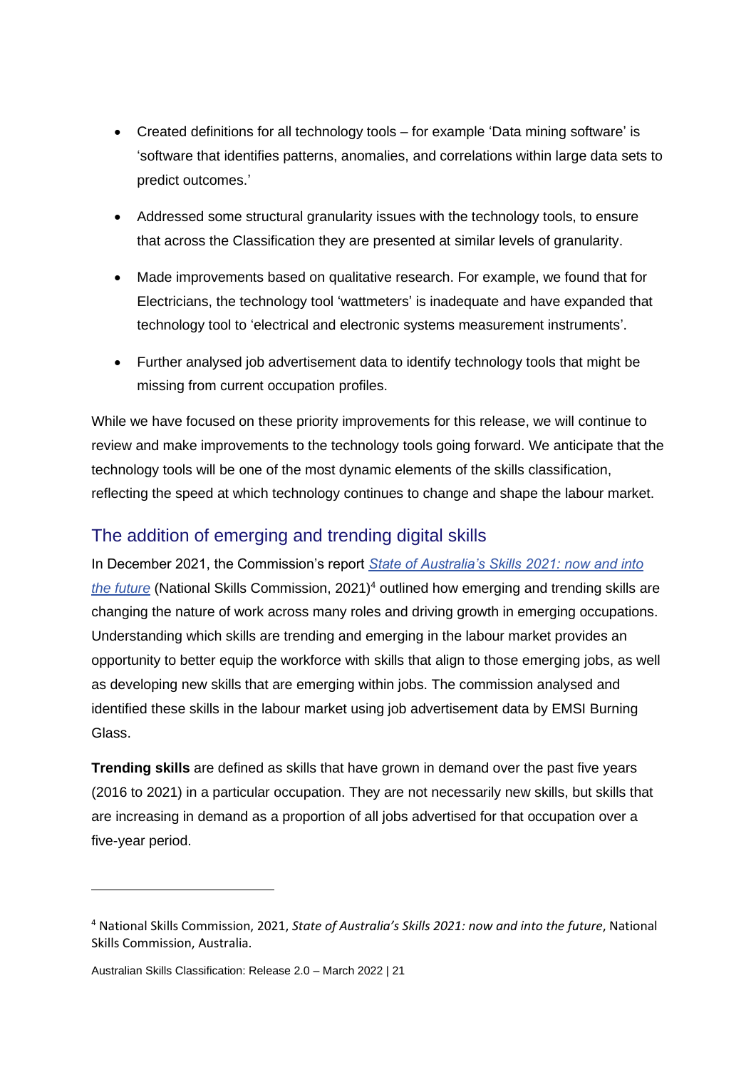- Created definitions for all technology tools – for example 'Data mining software' is 'software that identifies patterns, anomalies, and correlations within large data sets to predict outcomes.'
- Addressed some structural granularity issues with the technology tools, to ensure that across the Classification they are presented at similar levels of granularity.
- Made improvements based on qualitative research. For example, we found that for Electricians, the technology tool 'wattmeters' is inadequate and have expanded that technology tool to 'electrical and electronic systems measurement instruments'.
- Further analysed job advertisement data to identify technology tools that might be missing from current occupation profiles.

While we have focused on these priority improvements for this release, we will continue to review and make improvements to the technology tools going forward. We anticipate that the technology tools will be one of the most dynamic elements of the skills classification, reflecting the speed at which technology continues to change and shape the labour market.

## The addition of emerging and trending digital skills

In December 2021, the Commission's report *State of Australia's Skills 2021: now and into the future* (National Skills Commission, 2021)[4] outlined how emerging and trending skills are changing the nature of work across many roles and driving growth in emerging occupations. Understanding which skills are trending and emerging in the labour market provides an opportunity to better equip the workforce with skills that align to those emerging jobs, as well as developing new skills that are emerging within jobs. The commission analysed and identified these skills in the labour market using job advertisement data by EMSI Burning Glass.

**Trending skills** are defined as skills that have grown in demand over the past five years (2016 to 2021) in a particular occupation. They are not necessarily new skills, but skills that are increasing in demand as a proportion of all jobs advertised for that occupation over a five-year period.

---

[4] National Skills Commission, 2021, *State of Australia's Skills 2021: now and into the future*, National Skills Commission, Australia.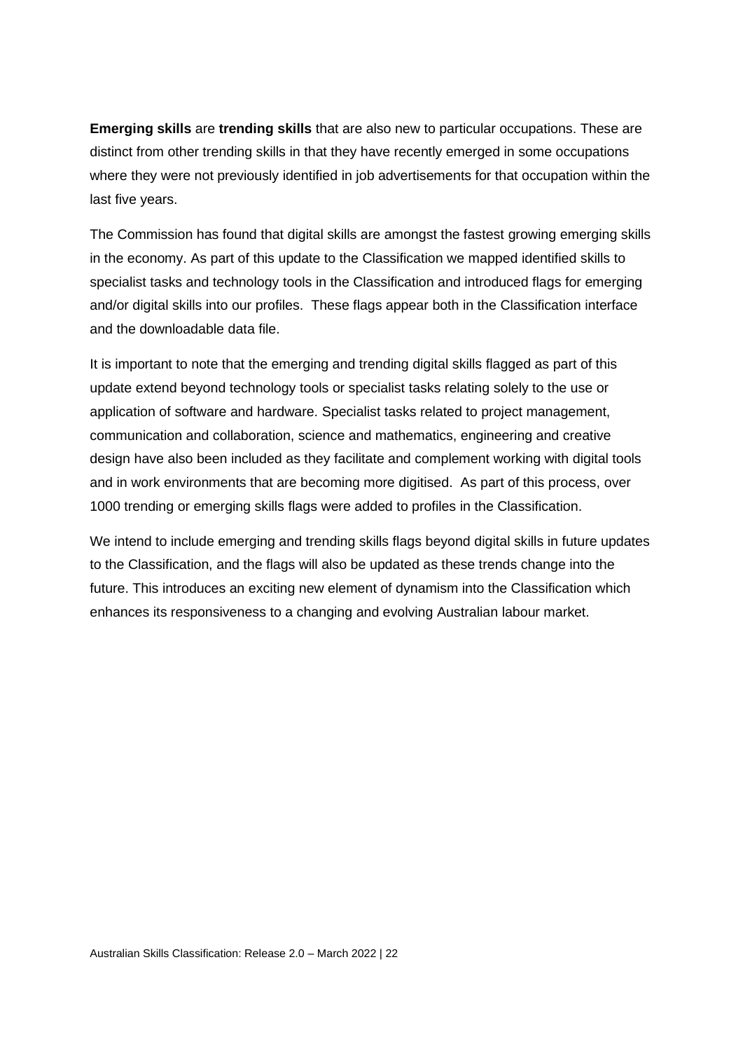**Emerging skills** are **trending skills** that are also new to particular occupations. These are distinct from other trending skills in that they have recently emerged in some occupations where they were not previously identified in job advertisements for that occupation within the last five years.

The Commission has found that digital skills are amongst the fastest growing emerging skills in the economy. As part of this update to the Classification we mapped identified skills to specialist tasks and technology tools in the Classification and introduced flags for emerging and/or digital skills into our profiles. These flags appear both in the Classification interface and the downloadable data file.

It is important to note that the emerging and trending digital skills flagged as part of this update extend beyond technology tools or specialist tasks relating solely to the use or application of software and hardware. Specialist tasks related to project management, communication and collaboration, science and mathematics, engineering and creative design have also been included as they facilitate and complement working with digital tools and in work environments that are becoming more digitised. As part of this process, over 1000 trending or emerging skills flags were added to profiles in the Classification.

We intend to include emerging and trending skills flags beyond digital skills in future updates to the Classification, and the flags will also be updated as these trends change into the future. This introduces an exciting new element of dynamism into the Classification which enhances its responsiveness to a changing and evolving Australian labour market.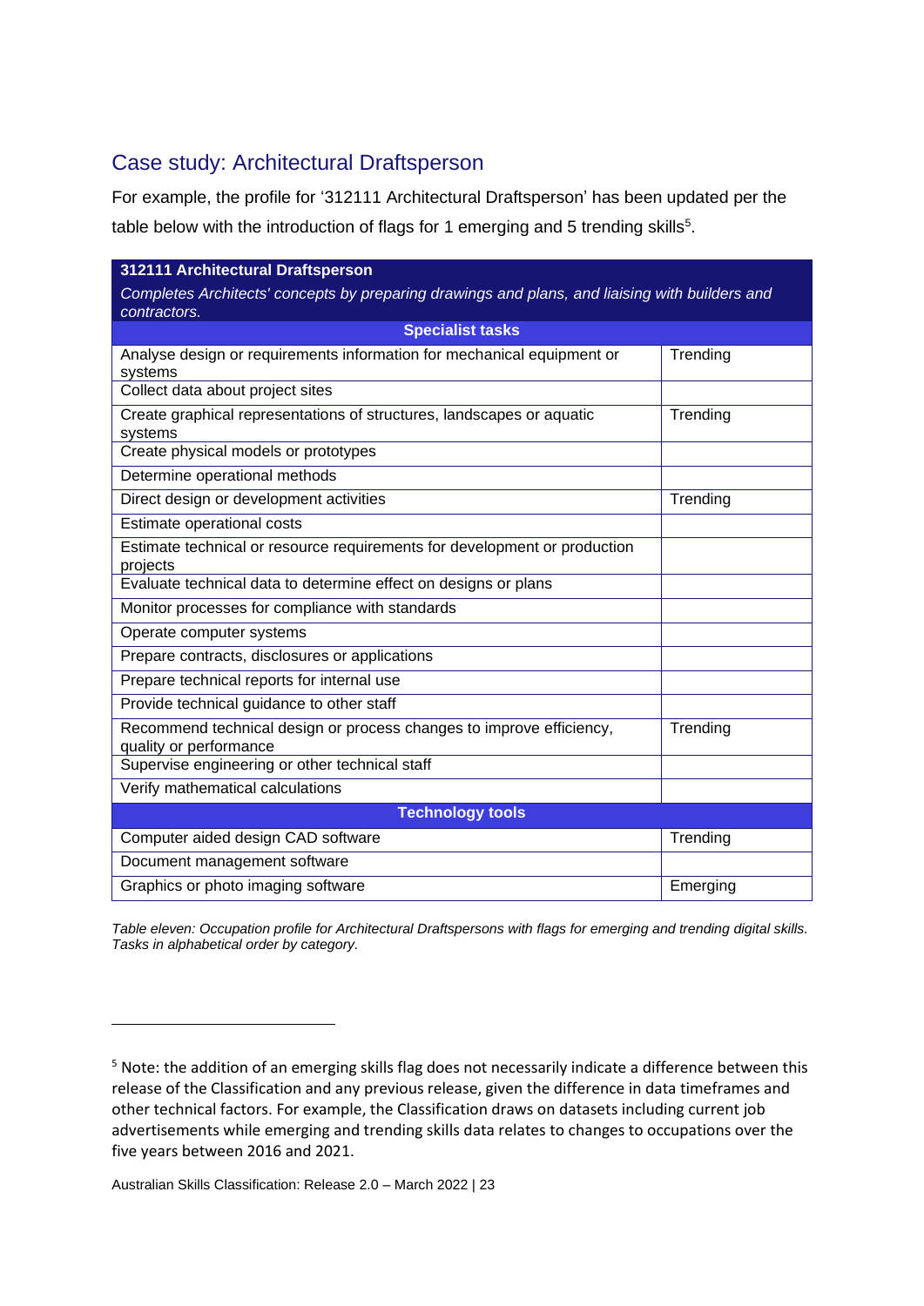## Case study: Architectural Draftsperson

For example, the profile for '312111 Architectural Draftsperson' has been updated per the table below with the introduction of flags for 1 emerging and 5 trending skills[5].

| **312111 Architectural Draftsperson** | |
|---|---|
| *Completes Architects' concepts by preparing drawings and plans, and liaising with builders and contractors.* | |
| **Specialist tasks** | |
| Analyse design or requirements information for mechanical equipment or systems | Trending |
| Collect data about project sites | |
| Create graphical representations of structures, landscapes or aquatic systems | Trending |
| Create physical models or prototypes | |
| Determine operational methods | |
| Direct design or development activities | Trending |
| Estimate operational costs | |
| Estimate technical or resource requirements for development or production projects | |
| Evaluate technical data to determine effect on designs or plans | |
| Monitor processes for compliance with standards | |
| Operate computer systems | |
| Prepare contracts, disclosures or applications | |
| Prepare technical reports for internal use | |
| Provide technical guidance to other staff | |
| Recommend technical design or process changes to improve efficiency, quality or performance | Trending |
| Supervise engineering or other technical staff | |
| Verify mathematical calculations | |
| **Technology tools** | |
| Computer aided design CAD software | Trending |
| Document management software | |
| Graphics or photo imaging software | Emerging |

*Table eleven: Occupation profile for Architectural Draftspersons with flags for emerging and trending digital skills. Tasks in alphabetical order by category.*

[5] Note: the addition of an emerging skills flag does not necessarily indicate a difference between this release of the Classification and any previous release, given the difference in data timeframes and other technical factors. For example, the Classification draws on datasets including current job advertisements while emerging and trending skills data relates to changes to occupations over the five years between 2016 and 2021.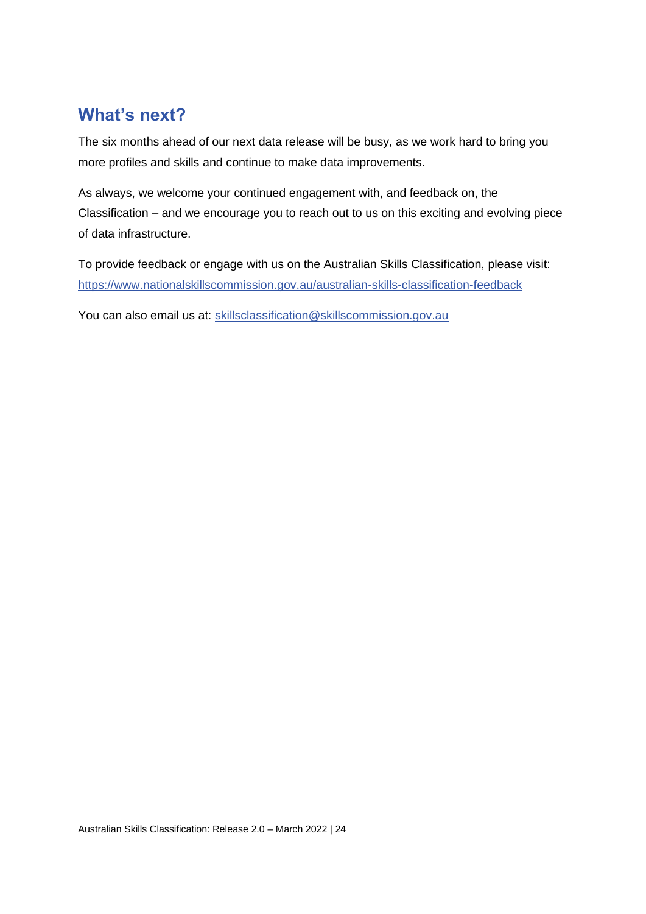## What's next?

The six months ahead of our next data release will be busy, as we work hard to bring you more profiles and skills and continue to make data improvements.

As always, we welcome your continued engagement with, and feedback on, the Classification – and we encourage you to reach out to us on this exciting and evolving piece of data infrastructure.

To provide feedback or engage with us on the Australian Skills Classification, please visit: [https://www.nationalskillscommission.gov.au/australian-skills-classification-feedback](https://www.nationalskillscommission.gov.au/australian-skills-classification-feedback)

You can also email us at: [skillsclassification@skillscommission.gov.au](mailto:skillsclassification@skillscommission.gov.au)